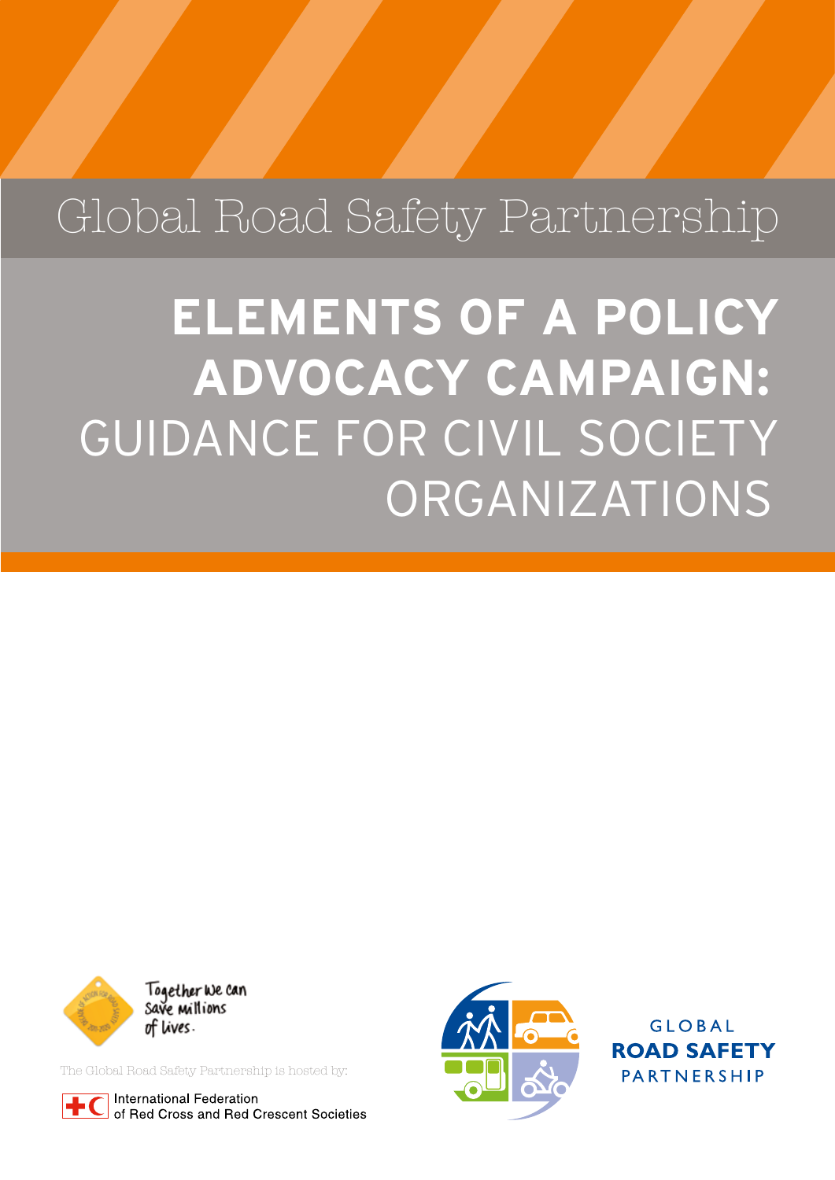Global Road Safety Partnership

# ELEMENTS OF A POLICY ADVOCACY CAMPAIGN: GUIDANCE FOR CIVIL SOCIETY ORGANIZATIONS

Together we can save millions of lives.

The Global Road Safety Partnership is hosted by:

International Federation of Red Cross and Red Crescent Societies

GLOBAL ROAD SAFETY PARTNERSHIP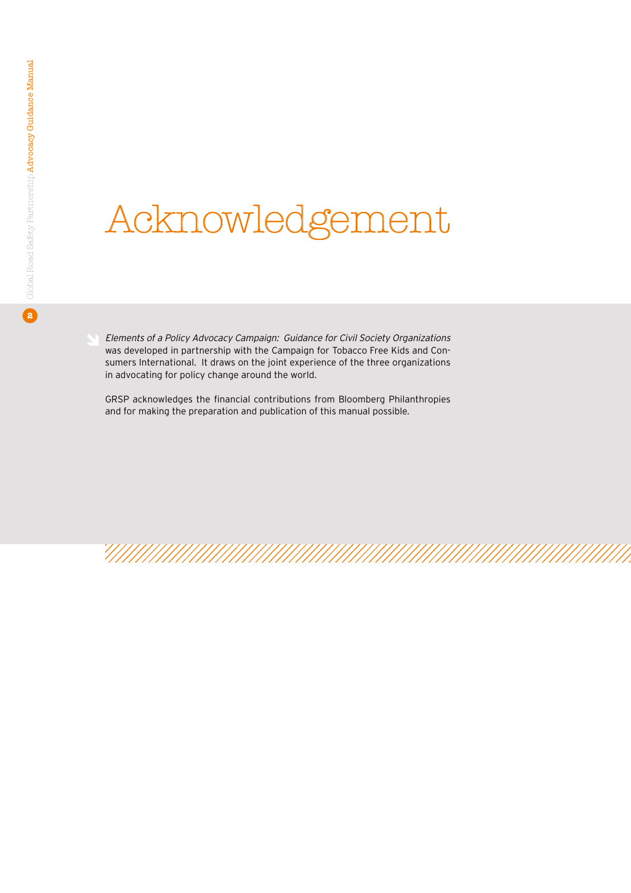# Acknowledgement

*Elements of a Policy Advocacy Campaign: Guidance for Civil Society Organizations* was developed in partnership with the Campaign for Tobacco Free Kids and Consumers International. It draws on the joint experience of the three organizations in advocating for policy change around the world.

GRSP acknowledges the financial contributions from Bloomberg Philanthropies and for making the preparation and publication of this manual possible.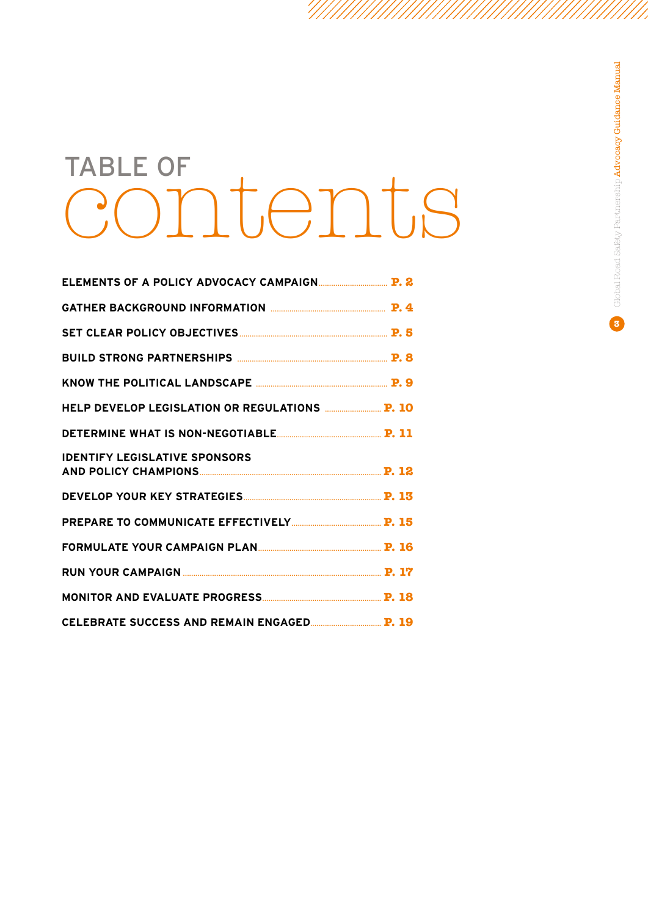# TABLE OF contents

- ELEMENTS OF A POLICY ADVOCACY CAMPAIGN ........ P. 2
- GATHER BACKGROUND INFORMATION ........ P. 4
- SET CLEAR POLICY OBJECTIVES ........ P. 5
- BUILD STRONG PARTNERSHIPS ........ P. 8
- KNOW THE POLITICAL LANDSCAPE ........ P. 9
- HELP DEVELOP LEGISLATION OR REGULATIONS ........ P. 10
- DETERMINE WHAT IS NON-NEGOTIABLE ........ P. 11
- IDENTIFY LEGISLATIVE SPONSORS AND POLICY CHAMPIONS ........ P. 12
- DEVELOP YOUR KEY STRATEGIES ........ P. 13
- PREPARE TO COMMUNICATE EFFECTIVELY ........ P. 15
- FORMULATE YOUR CAMPAIGN PLAN ........ P. 16
- RUN YOUR CAMPAIGN ........ P. 17
- MONITOR AND EVALUATE PROGRESS ........ P. 18
- CELEBRATE SUCCESS AND REMAIN ENGAGED ........ P. 19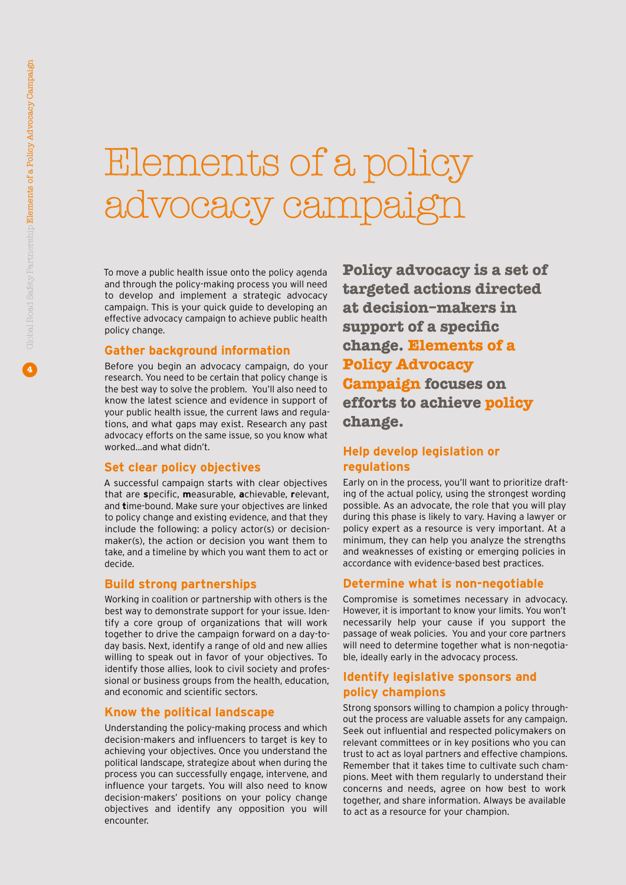# Elements of a policy advocacy campaign

To move a public health issue onto the policy agenda and through the policy-making process you will need to develop and implement a strategic advocacy campaign. This is your quick guide to developing an effective advocacy campaign to achieve public health policy change.

**Policy advocacy is a set of targeted actions directed at decision-makers in support of a specific change. Elements of a Policy Advocacy Campaign focuses on efforts to achieve policy change.**

## Gather background information

Before you begin an advocacy campaign, do your research. You need to be certain that policy change is the best way to solve the problem. You'll also need to know the latest science and evidence in support of your public health issue, the current laws and regulations, and what gaps may exist. Research any past advocacy efforts on the same issue, so you know what worked…and what didn't.

## Set clear policy objectives

A successful campaign starts with clear objectives that are **s**pecific, **m**easurable, **a**chievable, **r**elevant, and **t**ime-bound. Make sure your objectives are linked to policy change and existing evidence, and that they include the following: a policy actor(s) or decision-maker(s), the action or decision you want them to take, and a timeline by which you want them to act or decide.

## Build strong partnerships

Working in coalition or partnership with others is the best way to demonstrate support for your issue. Identify a core group of organizations that will work together to drive the campaign forward on a day-to-day basis. Next, identify a range of old and new allies willing to speak out in favor of your objectives. To identify those allies, look to civil society and professional or business groups from the health, education, and economic and scientific sectors.

## Know the political landscape

Understanding the policy-making process and which decision-makers and influencers to target is key to achieving your objectives. Once you understand the political landscape, strategize about when during the process you can successfully engage, intervene, and influence your targets. You will also need to know decision-makers' positions on your policy change objectives and identify any opposition you will encounter.

## Help develop legislation or regulations

Early on in the process, you'll want to prioritize drafting of the actual policy, using the strongest wording possible. As an advocate, the role that you will play during this phase is likely to vary. Having a lawyer or policy expert as a resource is very important. At a minimum, they can help you analyze the strengths and weaknesses of existing or emerging policies in accordance with evidence-based best practices.

## Determine what is non-negotiable

Compromise is sometimes necessary in advocacy. However, it is important to know your limits. You won't necessarily help your cause if you support the passage of weak policies. You and your core partners will need to determine together what is non-negotiable, ideally early in the advocacy process.

## Identify legislative sponsors and policy champions

Strong sponsors willing to champion a policy throughout the process are valuable assets for any campaign. Seek out influential and respected policymakers on relevant committees or in key positions who you can trust to act as loyal partners and effective champions. Remember that it takes time to cultivate such champions. Meet with them regularly to understand their concerns and needs, agree on how best to work together, and share information. Always be available to act as a resource for your champion.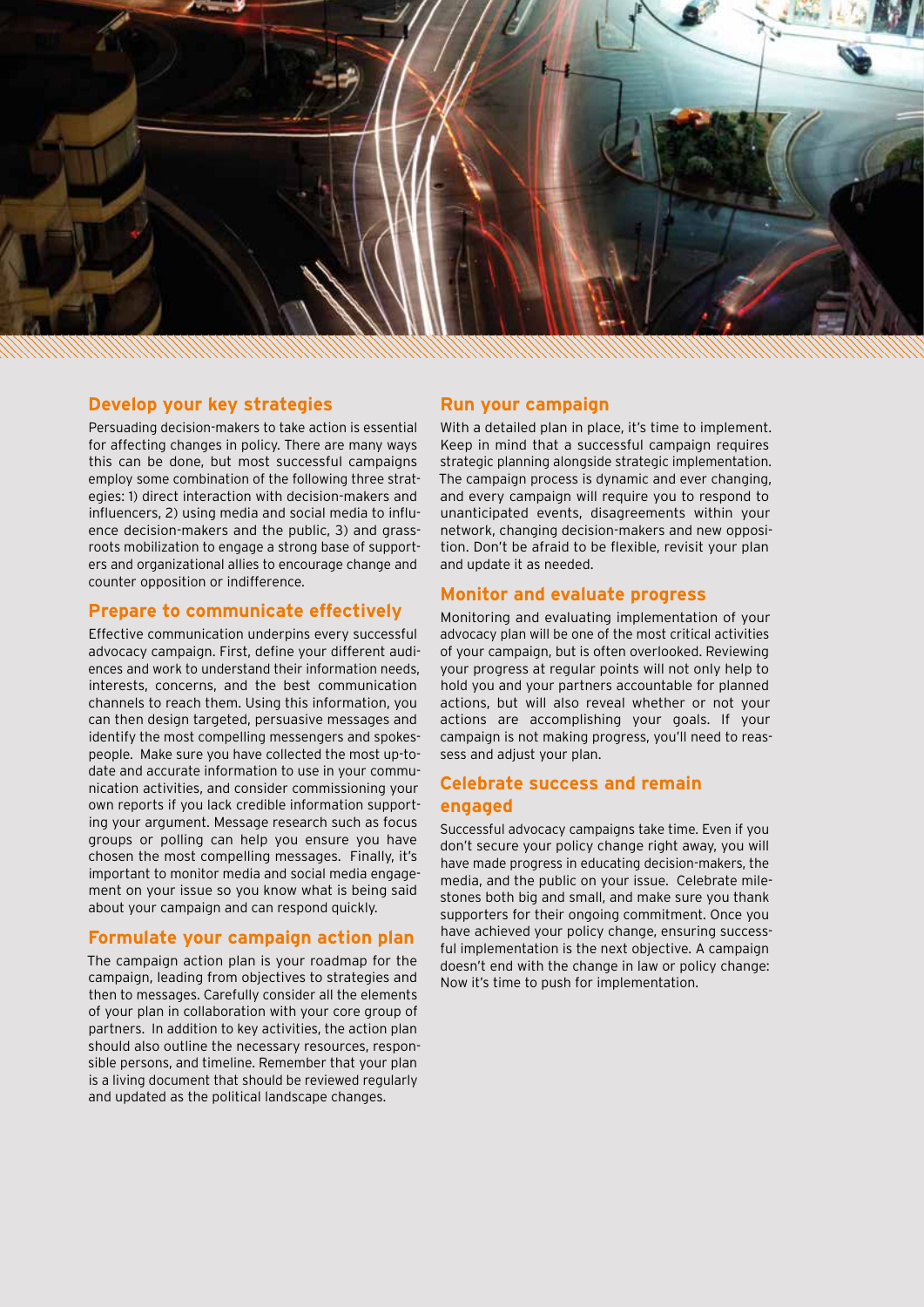## Develop your key strategies

Persuading decision-makers to take action is essential for affecting changes in policy. There are many ways this can be done, but most successful campaigns employ some combination of the following three strategies: 1) direct interaction with decision-makers and influencers, 2) using media and social media to influence decision-makers and the public, 3) and grassroots mobilization to engage a strong base of supporters and organizational allies to encourage change and counter opposition or indifference.

## Prepare to communicate effectively

Effective communication underpins every successful advocacy campaign. First, define your different audiences and work to understand their information needs, interests, concerns, and the best communication channels to reach them. Using this information, you can then design targeted, persuasive messages and identify the most compelling messengers and spokespeople. Make sure you have collected the most up-to-date and accurate information to use in your communication activities, and consider commissioning your own reports if you lack credible information supporting your argument. Message research such as focus groups or polling can help you ensure you have chosen the most compelling messages. Finally, it's important to monitor media and social media engagement on your issue so you know what is being said about your campaign and can respond quickly.

## Formulate your campaign action plan

The campaign action plan is your roadmap for the campaign, leading from objectives to strategies and then to messages. Carefully consider all the elements of your plan in collaboration with your core group of partners. In addition to key activities, the action plan should also outline the necessary resources, responsible persons, and timeline. Remember that your plan is a living document that should be reviewed regularly and updated as the political landscape changes.

## Run your campaign

With a detailed plan in place, it's time to implement. Keep in mind that a successful campaign requires strategic planning alongside strategic implementation. The campaign process is dynamic and ever changing, and every campaign will require you to respond to unanticipated events, disagreements within your network, changing decision-makers and new opposition. Don't be afraid to be flexible, revisit your plan and update it as needed.

## Monitor and evaluate progress

Monitoring and evaluating implementation of your advocacy plan will be one of the most critical activities of your campaign, but is often overlooked. Reviewing your progress at regular points will not only help to hold you and your partners accountable for planned actions, but will also reveal whether or not your actions are accomplishing your goals. If your campaign is not making progress, you'll need to reassess and adjust your plan.

## Celebrate success and remain engaged

Successful advocacy campaigns take time. Even if you don't secure your policy change right away, you will have made progress in educating decision-makers, the media, and the public on your issue. Celebrate milestones both big and small, and make sure you thank supporters for their ongoing commitment. Once you have achieved your policy change, ensuring successful implementation is the next objective. A campaign doesn't end with the change in law or policy change: Now it's time to push for implementation.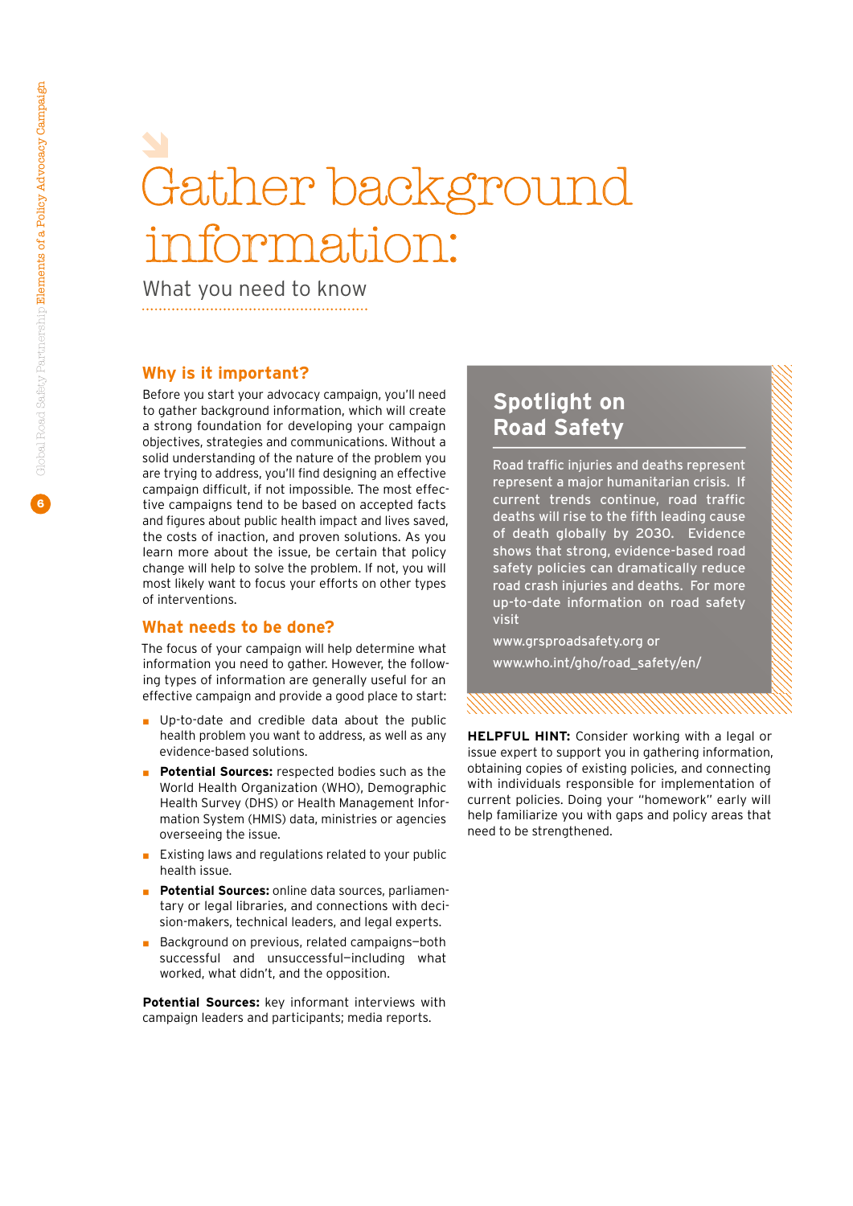# Gather background information:

What you need to know

## Why is it important?

Before you start your advocacy campaign, you'll need to gather background information, which will create a strong foundation for developing your campaign objectives, strategies and communications. Without a solid understanding of the nature of the problem you are trying to address, you'll find designing an effective campaign difficult, if not impossible. The most effective campaigns tend to be based on accepted facts and figures about public health impact and lives saved, the costs of inaction, and proven solutions. As you learn more about the issue, be certain that policy change will help to solve the problem. If not, you will most likely want to focus your efforts on other types of interventions.

## What needs to be done?

The focus of your campaign will help determine what information you need to gather. However, the following types of information are generally useful for an effective campaign and provide a good place to start:

- Up-to-date and credible data about the public health problem you want to address, as well as any evidence-based solutions.
- **Potential Sources:** respected bodies such as the World Health Organization (WHO), Demographic Health Survey (DHS) or Health Management Information System (HMIS) data, ministries or agencies overseeing the issue.
- Existing laws and regulations related to your public health issue.
- **Potential Sources:** online data sources, parliamentary or legal libraries, and connections with decision-makers, technical leaders, and legal experts.
- Background on previous, related campaigns—both successful and unsuccessful—including what worked, what didn't, and the opposition.

**Potential Sources:** key informant interviews with campaign leaders and participants; media reports.

## Spotlight on Road Safety

Road traffic injuries and deaths represent represent a major humanitarian crisis. If current trends continue, road traffic deaths will rise to the fifth leading cause of death globally by 2030. Evidence shows that strong, evidence-based road safety policies can dramatically reduce road crash injuries and deaths. For more up-to-date information on road safety visit

www.grsproadsafety.org or

www.who.int/gho/road_safety/en/

**HELPFUL HINT:** Consider working with a legal or issue expert to support you in gathering information, obtaining copies of existing policies, and connecting with individuals responsible for implementation of current policies. Doing your "homework" early will help familiarize you with gaps and policy areas that need to be strengthened.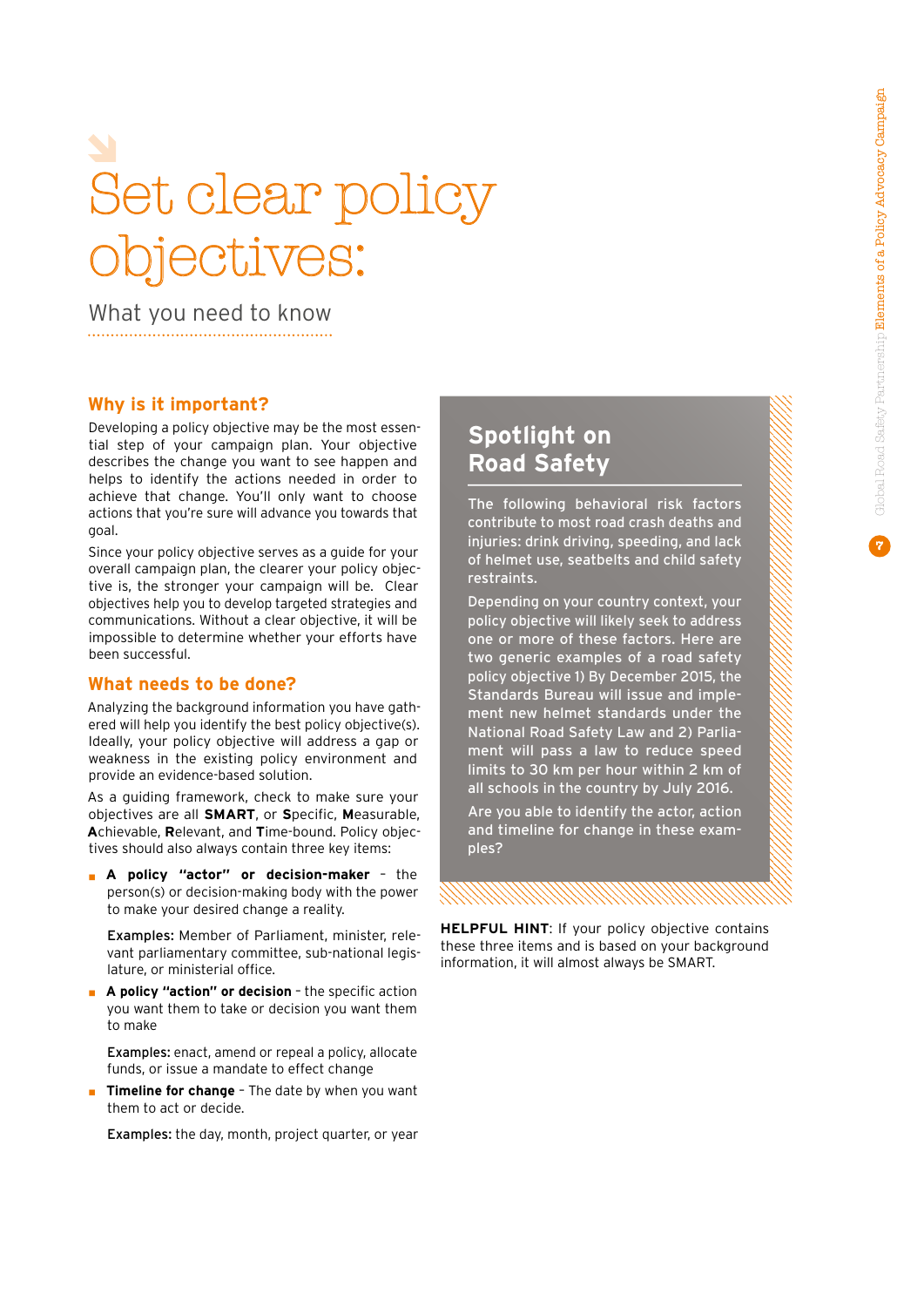# Set clear policy objectives:

What you need to know

## Why is it important?

Developing a policy objective may be the most essential step of your campaign plan. Your objective describes the change you want to see happen and helps to identify the actions needed in order to achieve that change. You'll only want to choose actions that you're sure will advance you towards that goal.

Since your policy objective serves as a guide for your overall campaign plan, the clearer your policy objective is, the stronger your campaign will be. Clear objectives help you to develop targeted strategies and communications. Without a clear objective, it will be impossible to determine whether your efforts have been successful.

## What needs to be done?

Analyzing the background information you have gathered will help you identify the best policy objective(s). Ideally, your policy objective will address a gap or weakness in the existing policy environment and provide an evidence-based solution.

As a guiding framework, check to make sure your objectives are all **SMART**, or **S**pecific, **M**easurable, **A**chievable, **R**elevant, and **T**ime-bound. Policy objectives should also always contain three key items:

- **A policy "actor" or decision-maker** – the person(s) or decision-making body with the power to make your desired change a reality.

  **Examples:** Member of Parliament, minister, relevant parliamentary committee, sub-national legislature, or ministerial office.

- **A policy "action" or decision** – the specific action you want them to take or decision you want them to make

  **Examples:** enact, amend or repeal a policy, allocate funds, or issue a mandate to effect change

- **Timeline for change** – The date by when you want them to act or decide.

  **Examples:** the day, month, project quarter, or year

## Spotlight on Road Safety

The following behavioral risk factors contribute to most road crash deaths and injuries: drink driving, speeding, and lack of helmet use, seatbelts and child safety restraints.

Depending on your country context, your policy objective will likely seek to address one or more of these factors. Here are two generic examples of a road safety policy objective 1) By December 2015, the Standards Bureau will issue and implement new helmet standards under the National Road Safety Law and 2) Parliament will pass a law to reduce speed limits to 30 km per hour within 2 km of all schools in the country by July 2016.

Are you able to identify the actor, action and timeline for change in these examples?

**HELPFUL HINT**: If your policy objective contains these three items and is based on your background information, it will almost always be SMART.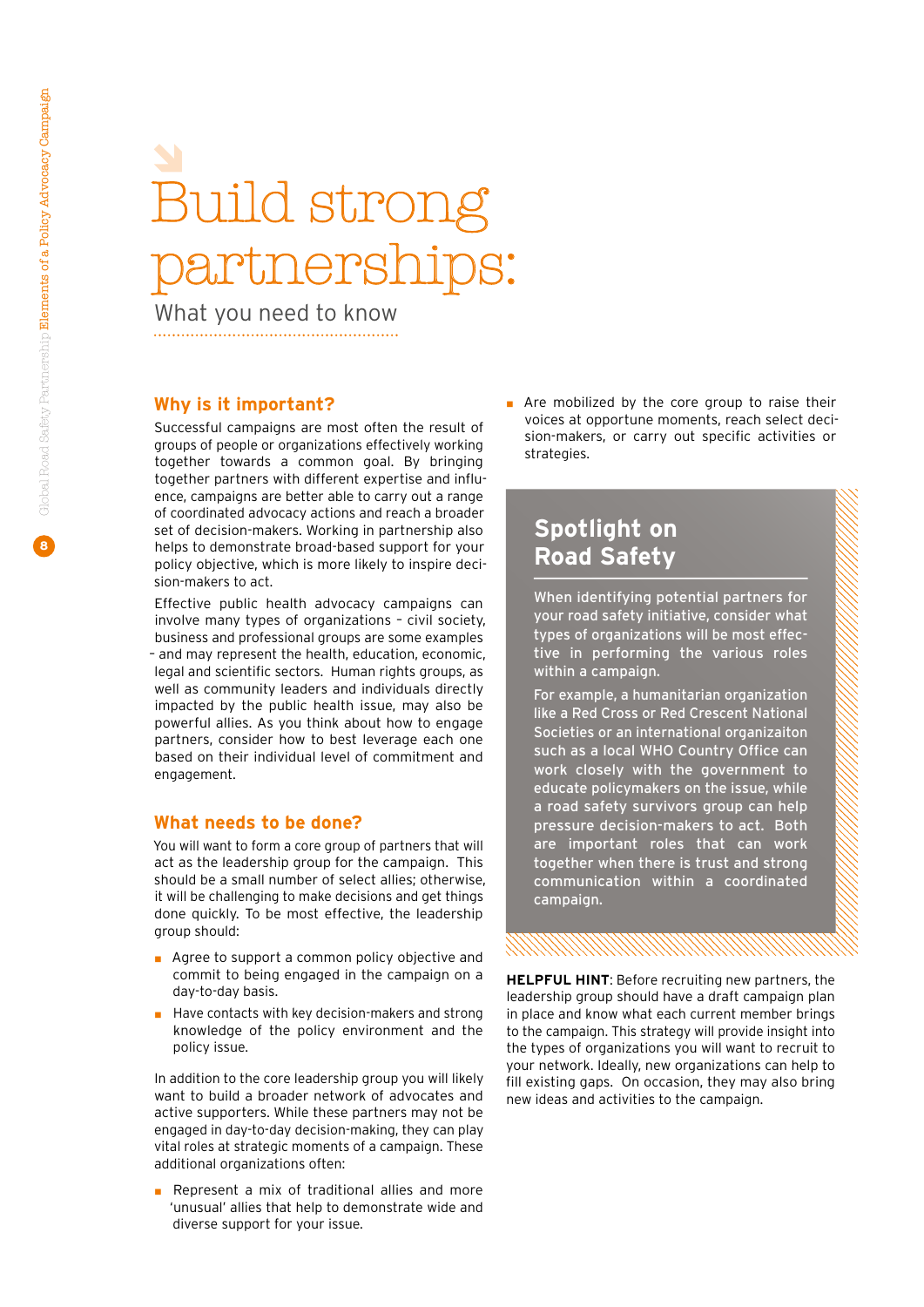# Build strong partnerships:

What you need to know

## Why is it important?

Successful campaigns are most often the result of groups of people or organizations effectively working together towards a common goal. By bringing together partners with different expertise and influence, campaigns are better able to carry out a range of coordinated advocacy actions and reach a broader set of decision-makers. Working in partnership also helps to demonstrate broad-based support for your policy objective, which is more likely to inspire decision-makers to act.

Effective public health advocacy campaigns can involve many types of organizations – civil society, business and professional groups are some examples – and may represent the health, education, economic, legal and scientific sectors. Human rights groups, as well as community leaders and individuals directly impacted by the public health issue, may also be powerful allies. As you think about how to engage partners, consider how to best leverage each one based on their individual level of commitment and engagement.

## What needs to be done?

You will want to form a core group of partners that will act as the leadership group for the campaign. This should be a small number of select allies; otherwise, it will be challenging to make decisions and get things done quickly. To be most effective, the leadership group should:

- Agree to support a common policy objective and commit to being engaged in the campaign on a day-to-day basis.
- Have contacts with key decision-makers and strong knowledge of the policy environment and the policy issue.

In addition to the core leadership group you will likely want to build a broader network of advocates and active supporters. While these partners may not be engaged in day-to-day decision-making, they can play vital roles at strategic moments of a campaign. These additional organizations often:

- Represent a mix of traditional allies and more 'unusual' allies that help to demonstrate wide and diverse support for your issue.
- Are mobilized by the core group to raise their voices at opportune moments, reach select decision-makers, or carry out specific activities or strategies.

## Spotlight on Road Safety

When identifying potential partners for your road safety initiative, consider what types of organizations will be most effective in performing the various roles within a campaign.

For example, a humanitarian organization like a Red Cross or Red Crescent National Societies or an international organizaiton such as a local WHO Country Office can work closely with the government to educate policymakers on the issue, while a road safety survivors group can help pressure decision-makers to act. Both are important roles that can work together when there is trust and strong communication within a coordinated campaign.

**HELPFUL HINT**: Before recruiting new partners, the leadership group should have a draft campaign plan in place and know what each current member brings to the campaign. This strategy will provide insight into the types of organizations you will want to recruit to your network. Ideally, new organizations can help to fill existing gaps. On occasion, they may also bring new ideas and activities to the campaign.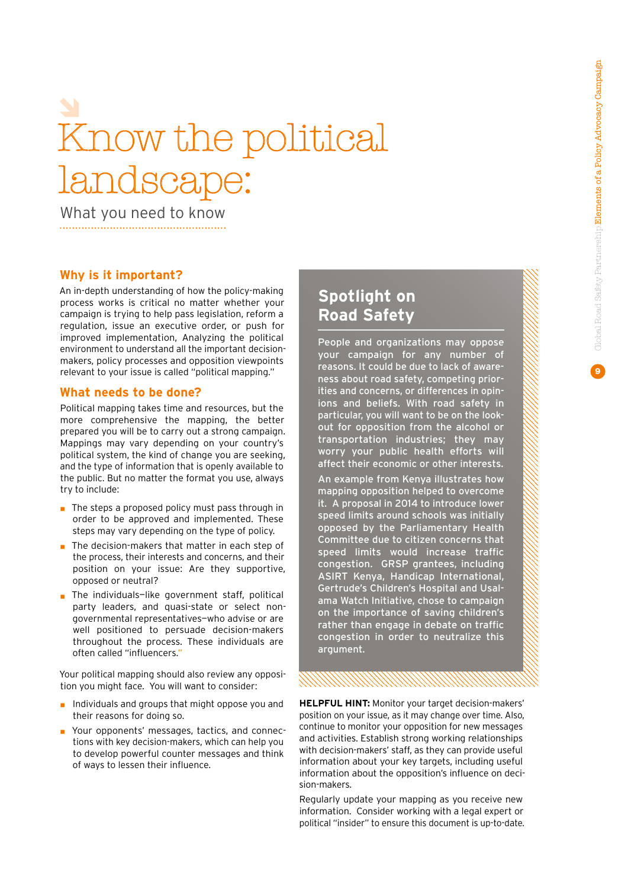# Know the political landscape:

What you need to know

## Why is it important?

An in-depth understanding of how the policy-making process works is critical no matter whether your campaign is trying to help pass legislation, reform a regulation, issue an executive order, or push for improved implementation. Analyzing the political environment to understand all the important decision-makers, policy processes and opposition viewpoints relevant to your issue is called "political mapping."

## What needs to be done?

Political mapping takes time and resources, but the more comprehensive the mapping, the better prepared you will be to carry out a strong campaign. Mappings may vary depending on your country's political system, the kind of change you are seeking, and the type of information that is openly available to the public. But no matter the format you use, always try to include:

- The steps a proposed policy must pass through in order to be approved and implemented. These steps may vary depending on the type of policy.
- The decision-makers that matter in each step of the process, their interests and concerns, and their position on your issue: Are they supportive, opposed or neutral?
- The individuals—like government staff, political party leaders, and quasi-state or select non-governmental representatives—who advise or are well positioned to persuade decision-makers throughout the process. These individuals are often called "influencers."

Your political mapping should also review any opposition you might face. You will want to consider:

- Individuals and groups that might oppose you and their reasons for doing so.
- Your opponents' messages, tactics, and connections with key decision-makers, which can help you to develop powerful counter messages and think of ways to lessen their influence.

## Spotlight on Road Safety

People and organizations may oppose your campaign for any number of reasons. It could be due to lack of awareness about road safety, competing priorities and concerns, or differences in opinions and beliefs. With road safety in particular, you will want to be on the lookout for opposition from the alcohol or transportation industries; they may worry your public health efforts will affect their economic or other interests.

An example from Kenya illustrates how mapping opposition helped to overcome it. A proposal in 2014 to introduce lower speed limits around schools was initially opposed by the Parliamentary Health Committee due to citizen concerns that speed limits would increase traffic congestion. GRSP grantees, including ASIRT Kenya, Handicap International, Gertrude's Children's Hospital and Usalama Watch Initiative, chose to campaign on the importance of saving children's rather than engage in debate on traffic congestion in order to neutralize this argument.

**HELPFUL HINT:** Monitor your target decision-makers' position on your issue, as it may change over time. Also, continue to monitor your opposition for new messages and activities. Establish strong working relationships with decision-makers' staff, as they can provide useful information about your key targets, including useful information about the opposition's influence on decision-makers.

Regularly update your mapping as you receive new information. Consider working with a legal expert or political "insider" to ensure this document is up-to-date.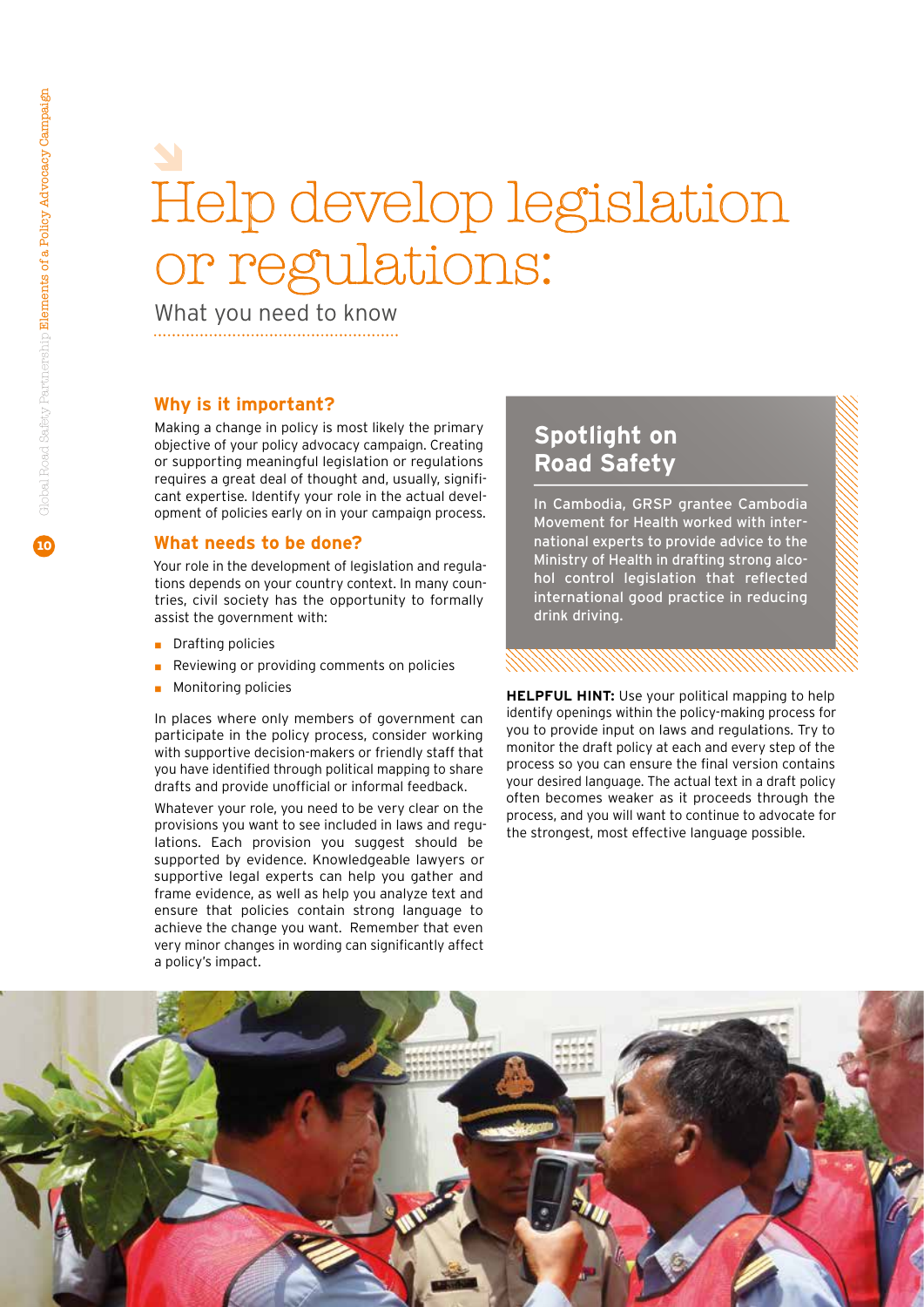# Help develop legislation or regulations:

What you need to know

## Why is it important?

Making a change in policy is most likely the primary objective of your policy advocacy campaign. Creating or supporting meaningful legislation or regulations requires a great deal of thought and, usually, significant expertise. Identify your role in the actual development of policies early on in your campaign process.

## What needs to be done?

Your role in the development of legislation and regulations depends on your country context. In many countries, civil society has the opportunity to formally assist the government with:

- Drafting policies
- Reviewing or providing comments on policies
- Monitoring policies

In places where only members of government can participate in the policy process, consider working with supportive decision-makers or friendly staff that you have identified through political mapping to share drafts and provide unofficial or informal feedback.

Whatever your role, you need to be very clear on the provisions you want to see included in laws and regulations. Each provision you suggest should be supported by evidence. Knowledgeable lawyers or supportive legal experts can help you gather and frame evidence, as well as help you analyze text and ensure that policies contain strong language to achieve the change you want. Remember that even very minor changes in wording can significantly affect a policy's impact.

## Spotlight on Road Safety

In Cambodia, GRSP grantee Cambodia Movement for Health worked with international experts to provide advice to the Ministry of Health in drafting strong alcohol control legislation that reflected international good practice in reducing drink driving.

**HELPFUL HINT:** Use your political mapping to help identify openings within the policy-making process for you to provide input on laws and regulations. Try to monitor the draft policy at each and every step of the process so you can ensure the final version contains your desired language. The actual text in a draft policy often becomes weaker as it proceeds through the process, and you will want to continue to advocate for the strongest, most effective language possible.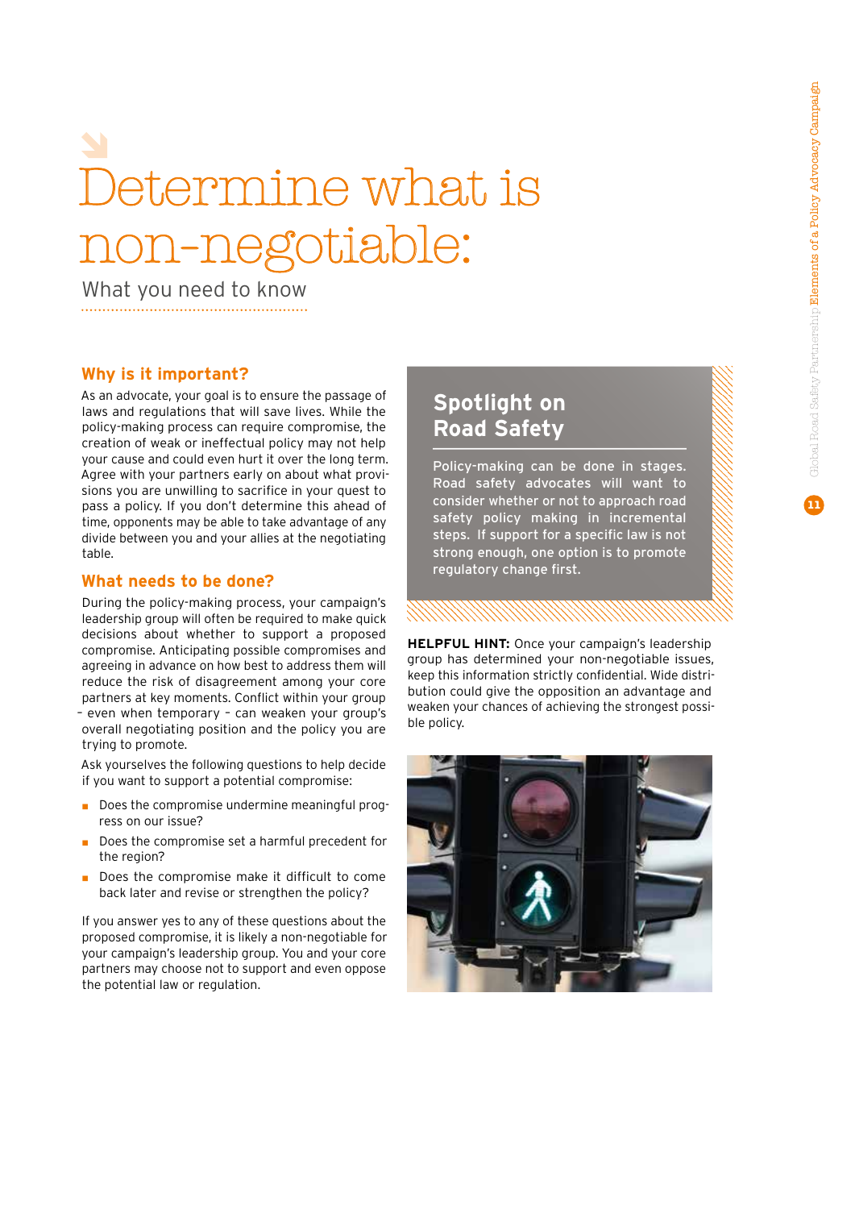# Determine what is non-negotiable:

What you need to know

## Why is it important?

As an advocate, your goal is to ensure the passage of laws and regulations that will save lives. While the policy-making process can require compromise, the creation of weak or ineffectual policy may not help your cause and could even hurt it over the long term. Agree with your partners early on about what provisions you are unwilling to sacrifice in your quest to pass a policy. If you don't determine this ahead of time, opponents may be able to take advantage of any divide between you and your allies at the negotiating table.

## What needs to be done?

During the policy-making process, your campaign's leadership group will often be required to make quick decisions about whether to support a proposed compromise. Anticipating possible compromises and agreeing in advance on how best to address them will reduce the risk of disagreement among your core partners at key moments. Conflict within your group – even when temporary – can weaken your group's overall negotiating position and the policy you are trying to promote.

Ask yourselves the following questions to help decide if you want to support a potential compromise:

- Does the compromise undermine meaningful progress on our issue?
- Does the compromise set a harmful precedent for the region?
- Does the compromise make it difficult to come back later and revise or strengthen the policy?

If you answer yes to any of these questions about the proposed compromise, it is likely a non-negotiable for your campaign's leadership group. You and your core partners may choose not to support and even oppose the potential law or regulation.

## Spotlight on Road Safety

Policy-making can be done in stages. Road safety advocates will want to consider whether or not to approach road safety policy making in incremental steps. If support for a specific law is not strong enough, one option is to promote regulatory change first.

**HELPFUL HINT:** Once your campaign's leadership group has determined your non-negotiable issues, keep this information strictly confidential. Wide distribution could give the opposition an advantage and weaken your chances of achieving the strongest possible policy.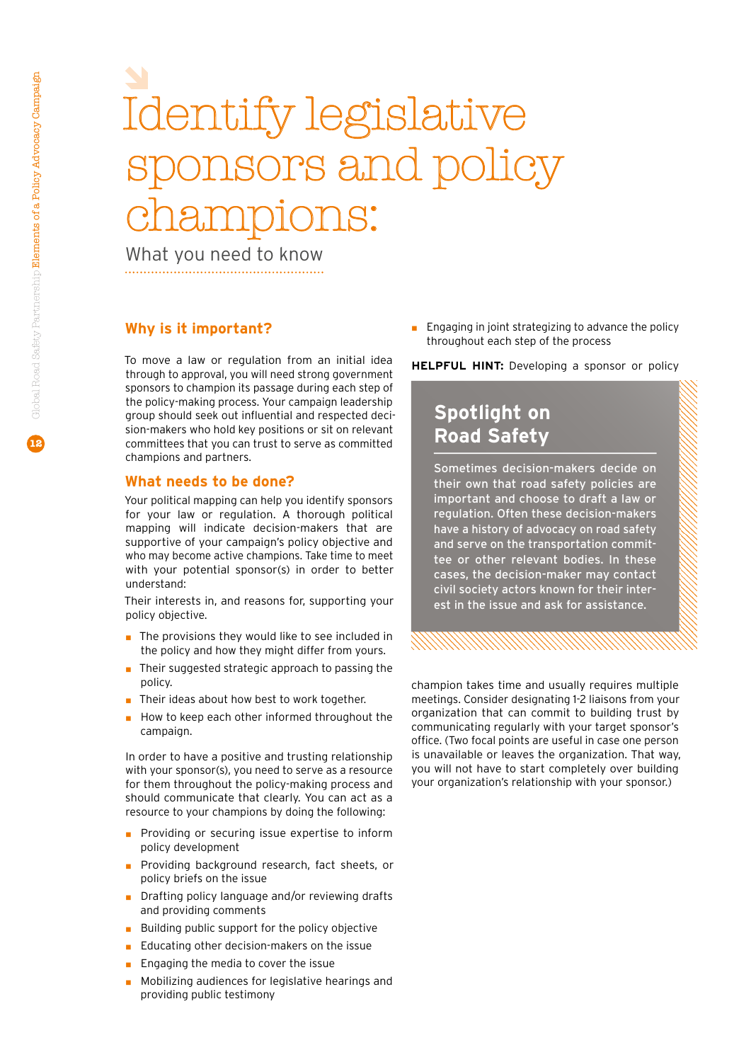# Identify legislative sponsors and policy champions:

What you need to know

## Why is it important?

To move a law or regulation from an initial idea through to approval, you will need strong government sponsors to champion its passage during each step of the policy-making process. Your campaign leadership group should seek out influential and respected decision-makers who hold key positions or sit on relevant committees that you can trust to serve as committed champions and partners.

## What needs to be done?

Your political mapping can help you identify sponsors for your law or regulation. A thorough political mapping will indicate decision-makers that are supportive of your campaign's policy objective and who may become active champions. Take time to meet with your potential sponsor(s) in order to better understand:

Their interests in, and reasons for, supporting your policy objective.

- The provisions they would like to see included in the policy and how they might differ from yours.
- Their suggested strategic approach to passing the policy.
- Their ideas about how best to work together.
- How to keep each other informed throughout the campaign.

In order to have a positive and trusting relationship with your sponsor(s), you need to serve as a resource for them throughout the policy-making process and should communicate that clearly. You can act as a resource to your champions by doing the following:

- Providing or securing issue expertise to inform policy development
- Providing background research, fact sheets, or policy briefs on the issue
- Drafting policy language and/or reviewing drafts and providing comments
- Building public support for the policy objective
- Educating other decision-makers on the issue
- Engaging the media to cover the issue
- Mobilizing audiences for legislative hearings and providing public testimony
- Engaging in joint strategizing to advance the policy throughout each step of the process

**HELPFUL HINT:** Developing a sponsor or policy champion takes time and usually requires multiple meetings. Consider designating 1-2 liaisons from your organization that can commit to building trust by communicating regularly with your target sponsor's office. (Two focal points are useful in case one person is unavailable or leaves the organization. That way, you will not have to start completely over building your organization's relationship with your sponsor.)

### Spotlight on Road Safety

Sometimes decision-makers decide on their own that road safety policies are important and choose to draft a law or regulation. Often these decision-makers have a history of advocacy on road safety and serve on the transportation committee or other relevant bodies. In these cases, the decision-maker may contact civil society actors known for their interest in the issue and ask for assistance.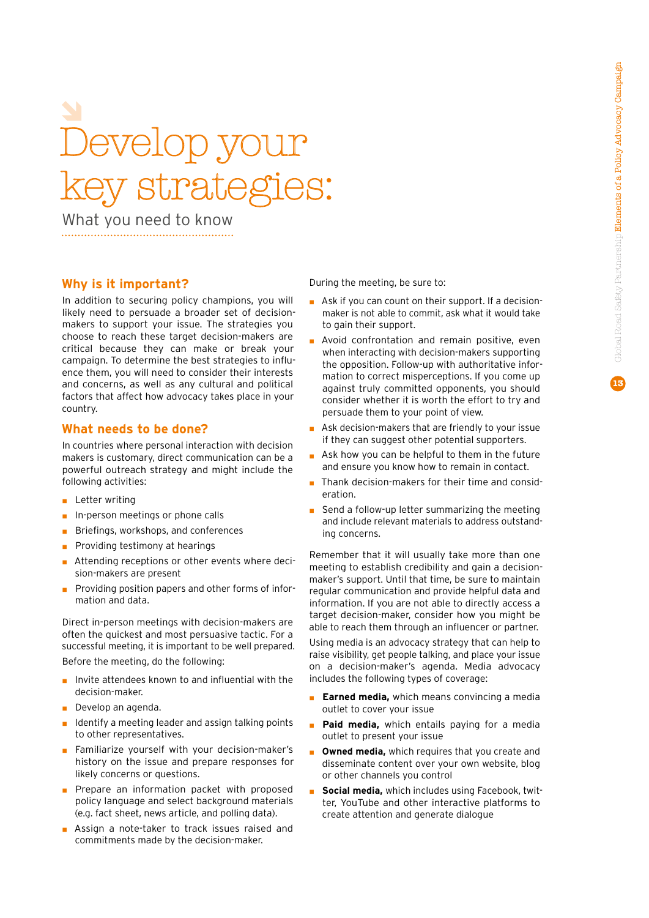# Develop your key strategies:

What you need to know

## Why is it important?

In addition to securing policy champions, you will likely need to persuade a broader set of decision-makers to support your issue. The strategies you choose to reach these target decision-makers are critical because they can make or break your campaign. To determine the best strategies to influence them, you will need to consider their interests and concerns, as well as any cultural and political factors that affect how advocacy takes place in your country.

## What needs to be done?

In countries where personal interaction with decision makers is customary, direct communication can be a powerful outreach strategy and might include the following activities:

- Letter writing
- In-person meetings or phone calls
- Briefings, workshops, and conferences
- Providing testimony at hearings
- Attending receptions or other events where decision-makers are present
- Providing position papers and other forms of information and data.

Direct in-person meetings with decision-makers are often the quickest and most persuasive tactic. For a successful meeting, it is important to be well prepared.

Before the meeting, do the following:

- Invite attendees known to and influential with the decision-maker.
- Develop an agenda.
- Identify a meeting leader and assign talking points to other representatives.
- Familiarize yourself with your decision-maker's history on the issue and prepare responses for likely concerns or questions.
- Prepare an information packet with proposed policy language and select background materials (e.g. fact sheet, news article, and polling data).
- Assign a note-taker to track issues raised and commitments made by the decision-maker.

During the meeting, be sure to:

- Ask if you can count on their support. If a decision-maker is not able to commit, ask what it would take to gain their support.
- Avoid confrontation and remain positive, even when interacting with decision-makers supporting the opposition. Follow-up with authoritative information to correct misperceptions. If you come up against truly committed opponents, you should consider whether it is worth the effort to try and persuade them to your point of view.
- Ask decision-makers that are friendly to your issue if they can suggest other potential supporters.
- Ask how you can be helpful to them in the future and ensure you know how to remain in contact.
- Thank decision-makers for their time and consideration.
- Send a follow-up letter summarizing the meeting and include relevant materials to address outstanding concerns.

Remember that it will usually take more than one meeting to establish credibility and gain a decision-maker's support. Until that time, be sure to maintain regular communication and provide helpful data and information. If you are not able to directly access a target decision-maker, consider how you might be able to reach them through an influencer or partner.

Using media is an advocacy strategy that can help to raise visibility, get people talking, and place your issue on a decision-maker's agenda. Media advocacy includes the following types of coverage:

- **Earned media,** which means convincing a media outlet to cover your issue
- **Paid media,** which entails paying for a media outlet to present your issue
- **Owned media,** which requires that you create and disseminate content over your own website, blog or other channels you control
- **Social media,** which includes using Facebook, twitter, YouTube and other interactive platforms to create attention and generate dialogue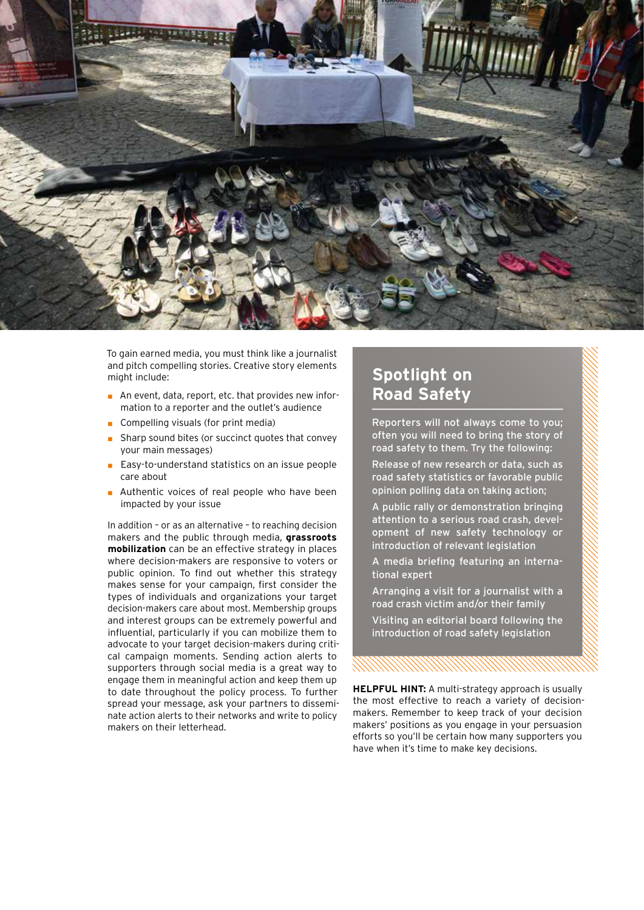To gain earned media, you must think like a journalist and pitch compelling stories. Creative story elements might include:

- An event, data, report, etc. that provides new information to a reporter and the outlet's audience
- Compelling visuals (for print media)
- Sharp sound bites (or succinct quotes that convey your main messages)
- Easy-to-understand statistics on an issue people care about
- Authentic voices of real people who have been impacted by your issue

In addition – or as an alternative – to reaching decision makers and the public through media, **grassroots mobilization** can be an effective strategy in places where decision-makers are responsive to voters or public opinion. To find out whether this strategy makes sense for your campaign, first consider the types of individuals and organizations your target decision-makers care about most. Membership groups and interest groups can be extremely powerful and influential, particularly if you can mobilize them to advocate to your target decision-makers during critical campaign moments. Sending action alerts to supporters through social media is a great way to engage them in meaningful action and keep them up to date throughout the policy process. To further spread your message, ask your partners to disseminate action alerts to their networks and write to policy makers on their letterhead.

## Spotlight on Road Safety

Reporters will not always come to you; often you will need to bring the story of road safety to them. Try the following:

Release of new research or data, such as road safety statistics or favorable public opinion polling data on taking action;

A public rally or demonstration bringing attention to a serious road crash, development of new safety technology or introduction of relevant legislation

A media briefing featuring an international expert

Arranging a visit for a journalist with a road crash victim and/or their family

Visiting an editorial board following the introduction of road safety legislation

**HELPFUL HINT:** A multi-strategy approach is usually the most effective to reach a variety of decision-makers. Remember to keep track of your decision makers' positions as you engage in your persuasion efforts so you'll be certain how many supporters you have when it's time to make key decisions.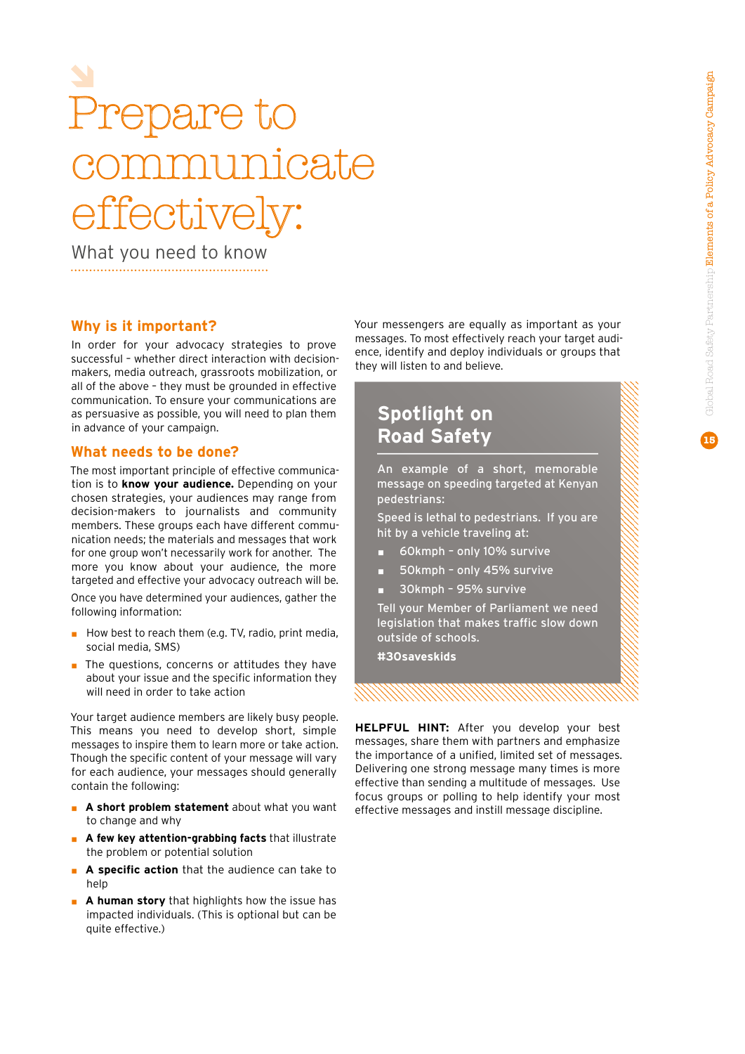# Prepare to communicate effectively:

What you need to know

## Why is it important?

In order for your advocacy strategies to prove successful – whether direct interaction with decision-makers, media outreach, grassroots mobilization, or all of the above – they must be grounded in effective communication. To ensure your communications are as persuasive as possible, you will need to plan them in advance of your campaign.

## What needs to be done?

The most important principle of effective communication is to **know your audience.** Depending on your chosen strategies, your audiences may range from decision-makers to journalists and community members. These groups each have different communication needs; the materials and messages that work for one group won't necessarily work for another. The more you know about your audience, the more targeted and effective your advocacy outreach will be.

Once you have determined your audiences, gather the following information:

- How best to reach them (e.g. TV, radio, print media, social media, SMS)
- The questions, concerns or attitudes they have about your issue and the specific information they will need in order to take action

Your target audience members are likely busy people. This means you need to develop short, simple messages to inspire them to learn more or take action. Though the specific content of your message will vary for each audience, your messages should generally contain the following:

- **A short problem statement** about what you want to change and why
- **A few key attention-grabbing facts** that illustrate the problem or potential solution
- **A specific action** that the audience can take to help
- **A human story** that highlights how the issue has impacted individuals. (This is optional but can be quite effective.)

Your messengers are equally as important as your messages. To most effectively reach your target audience, identify and deploy individuals or groups that they will listen to and believe.

### Spotlight on Road Safety

An example of a short, memorable message on speeding targeted at Kenyan pedestrians:

Speed is lethal to pedestrians. If you are hit by a vehicle traveling at:

- 60kmph – only 10% survive
- 50kmph – only 45% survive
- 30kmph – 95% survive

Tell your Member of Parliament we need legislation that makes traffic slow down outside of schools.

**#30saveskids**

**HELPFUL HINT:** After you develop your best messages, share them with partners and emphasize the importance of a unified, limited set of messages. Delivering one strong message many times is more effective than sending a multitude of messages. Use focus groups or polling to help identify your most effective messages and instill message discipline.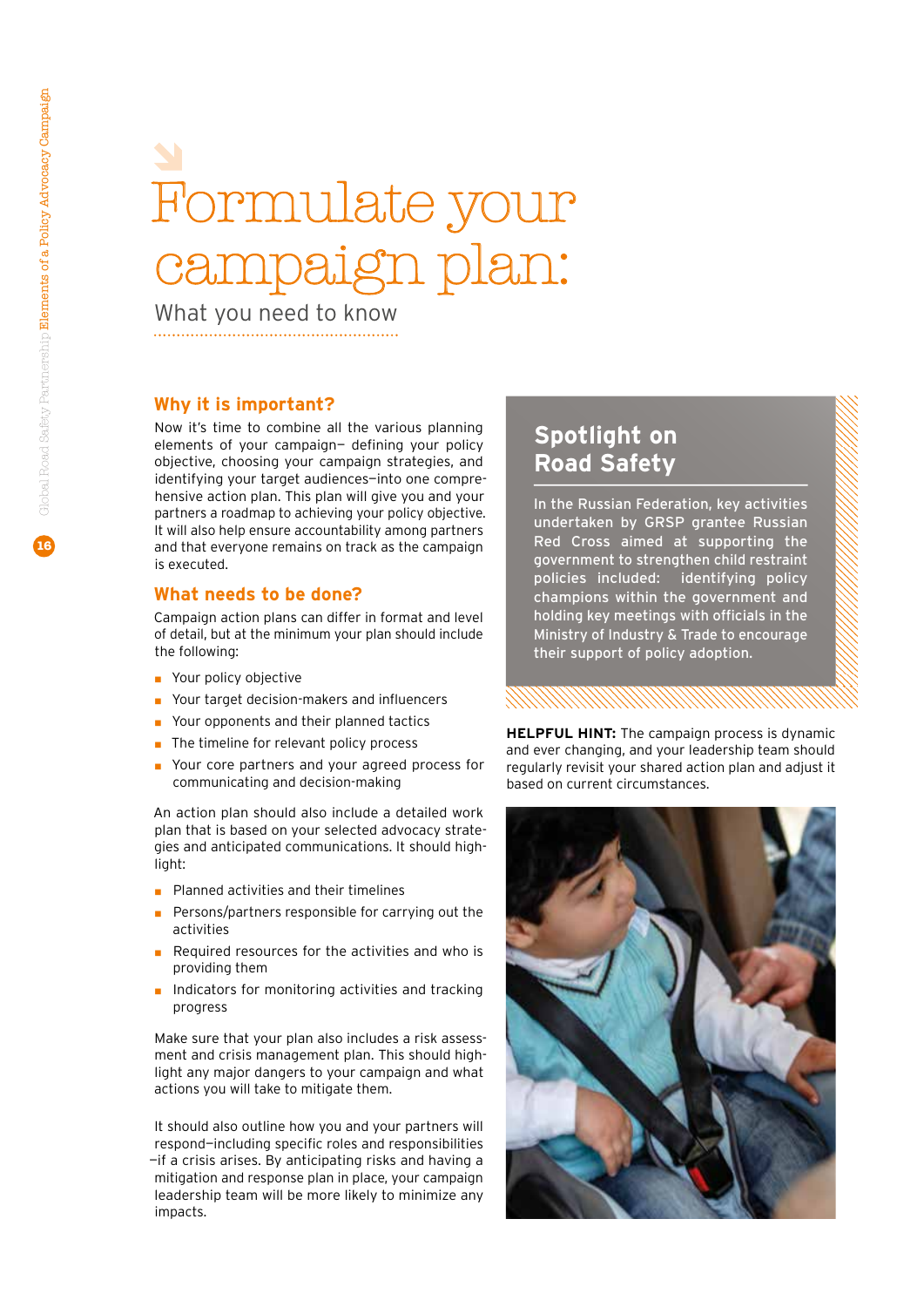# Formulate your campaign plan:

What you need to know

## Why it is important?

Now it's time to combine all the various planning elements of your campaign– defining your policy objective, choosing your campaign strategies, and identifying your target audiences—into one comprehensive action plan. This plan will give you and your partners a roadmap to achieving your policy objective. It will also help ensure accountability among partners and that everyone remains on track as the campaign is executed.

## What needs to be done?

Campaign action plans can differ in format and level of detail, but at the minimum your plan should include the following:

- Your policy objective
- Your target decision-makers and influencers
- Your opponents and their planned tactics
- The timeline for relevant policy process
- Your core partners and your agreed process for communicating and decision-making

An action plan should also include a detailed work plan that is based on your selected advocacy strategies and anticipated communications. It should highlight:

- Planned activities and their timelines
- Persons/partners responsible for carrying out the activities
- Required resources for the activities and who is providing them
- Indicators for monitoring activities and tracking progress

Make sure that your plan also includes a risk assessment and crisis management plan. This should highlight any major dangers to your campaign and what actions you will take to mitigate them.

It should also outline how you and your partners will respond—including specific roles and responsibilities—if a crisis arises. By anticipating risks and having a mitigation and response plan in place, your campaign leadership team will be more likely to minimize any impacts.

## Spotlight on Road Safety

In the Russian Federation, key activities undertaken by GRSP grantee Russian Red Cross aimed at supporting the government to strengthen child restraint policies included: identifying policy champions within the government and holding key meetings with officials in the Ministry of Industry & Trade to encourage their support of policy adoption.

**HELPFUL HINT:** The campaign process is dynamic and ever changing, and your leadership team should regularly revisit your shared action plan and adjust it based on current circumstances.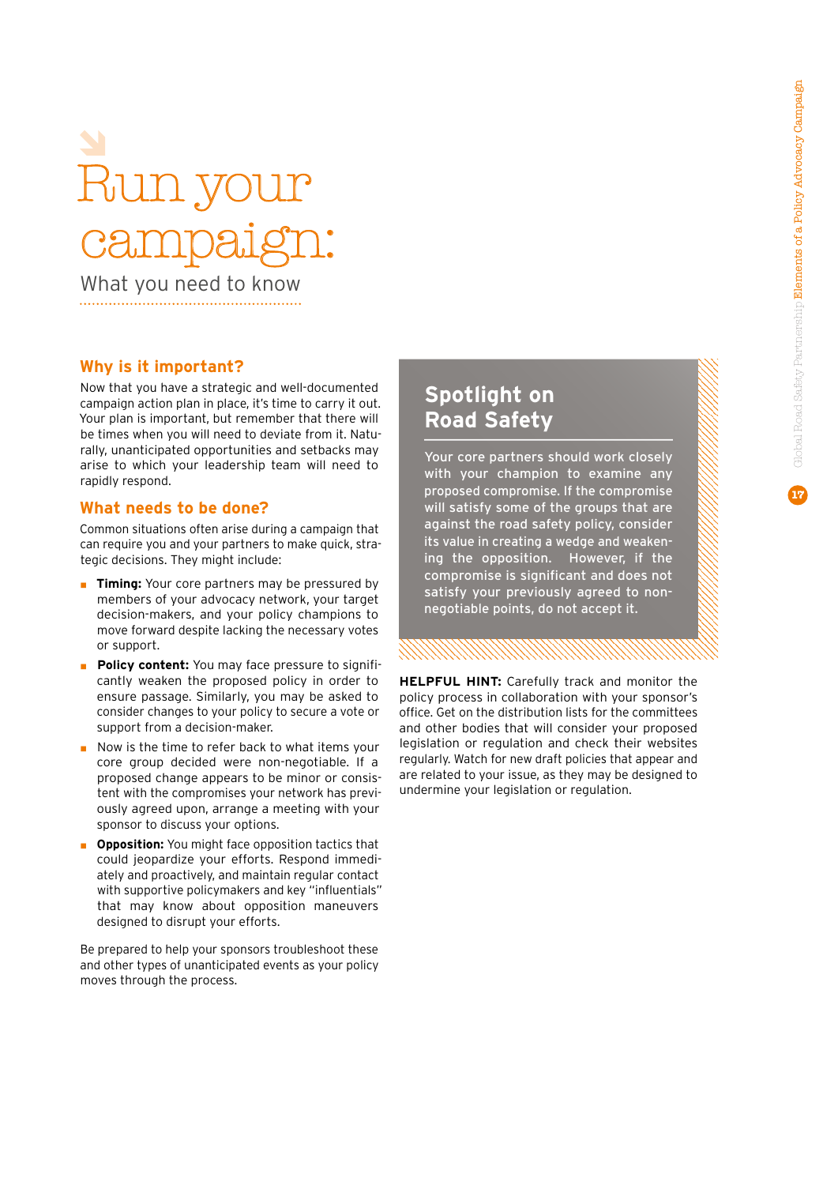# Run your campaign:

What you need to know

## Why is it important?

Now that you have a strategic and well-documented campaign action plan in place, it's time to carry it out. Your plan is important, but remember that there will be times when you will need to deviate from it. Naturally, unanticipated opportunities and setbacks may arise to which your leadership team will need to rapidly respond.

## What needs to be done?

Common situations often arise during a campaign that can require you and your partners to make quick, strategic decisions. They might include:

- **Timing:** Your core partners may be pressured by members of your advocacy network, your target decision-makers, and your policy champions to move forward despite lacking the necessary votes or support.
- **Policy content:** You may face pressure to significantly weaken the proposed policy in order to ensure passage. Similarly, you may be asked to consider changes to your policy to secure a vote or support from a decision-maker.
- Now is the time to refer back to what items your core group decided were non-negotiable. If a proposed change appears to be minor or consistent with the compromises your network has previously agreed upon, arrange a meeting with your sponsor to discuss your options.
- **Opposition:** You might face opposition tactics that could jeopardize your efforts. Respond immediately and proactively, and maintain regular contact with supportive policymakers and key "influentials" that may know about opposition maneuvers designed to disrupt your efforts.

Be prepared to help your sponsors troubleshoot these and other types of unanticipated events as your policy moves through the process.

## Spotlight on Road Safety

Your core partners should work closely with your champion to examine any proposed compromise. If the compromise will satisfy some of the groups that are against the road safety policy, consider its value in creating a wedge and weakening the opposition. However, if the compromise is significant and does not satisfy your previously agreed to non-negotiable points, do not accept it.

**HELPFUL HINT:** Carefully track and monitor the policy process in collaboration with your sponsor's office. Get on the distribution lists for the committees and other bodies that will consider your proposed legislation or regulation and check their websites regularly. Watch for new draft policies that appear and are related to your issue, as they may be designed to undermine your legislation or regulation.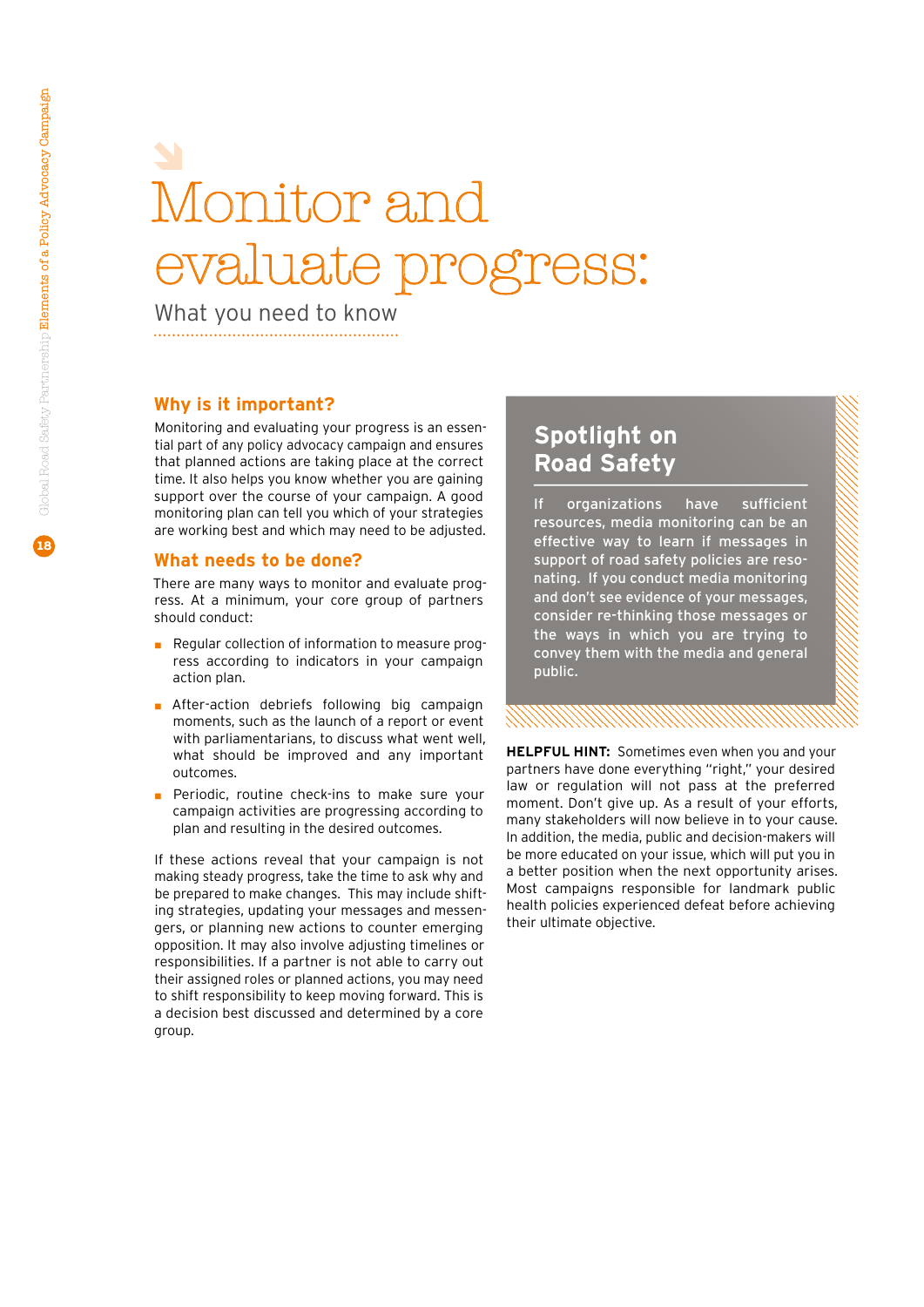# Monitor and evaluate progress:

What you need to know

## Why is it important?

Monitoring and evaluating your progress is an essential part of any policy advocacy campaign and ensures that planned actions are taking place at the correct time. It also helps you know whether you are gaining support over the course of your campaign. A good monitoring plan can tell you which of your strategies are working best and which may need to be adjusted.

## What needs to be done?

There are many ways to monitor and evaluate progress. At a minimum, your core group of partners should conduct:

- Regular collection of information to measure progress according to indicators in your campaign action plan.
- After-action debriefs following big campaign moments, such as the launch of a report or event with parliamentarians, to discuss what went well, what should be improved and any important outcomes.
- Periodic, routine check-ins to make sure your campaign activities are progressing according to plan and resulting in the desired outcomes.

If these actions reveal that your campaign is not making steady progress, take the time to ask why and be prepared to make changes. This may include shifting strategies, updating your messages and messengers, or planning new actions to counter emerging opposition. It may also involve adjusting timelines or responsibilities. If a partner is not able to carry out their assigned roles or planned actions, you may need to shift responsibility to keep moving forward. This is a decision best discussed and determined by a core group.

## Spotlight on Road Safety

If organizations have sufficient resources, media monitoring can be an effective way to learn if messages in support of road safety policies are resonating. If you conduct media monitoring and don't see evidence of your messages, consider re-thinking those messages or the ways in which you are trying to convey them with the media and general public.

**HELPFUL HINT:** Sometimes even when you and your partners have done everything "right," your desired law or regulation will not pass at the preferred moment. Don't give up. As a result of your efforts, many stakeholders will now believe in to your cause. In addition, the media, public and decision-makers will be more educated on your issue, which will put you in a better position when the next opportunity arises. Most campaigns responsible for landmark public health policies experienced defeat before achieving their ultimate objective.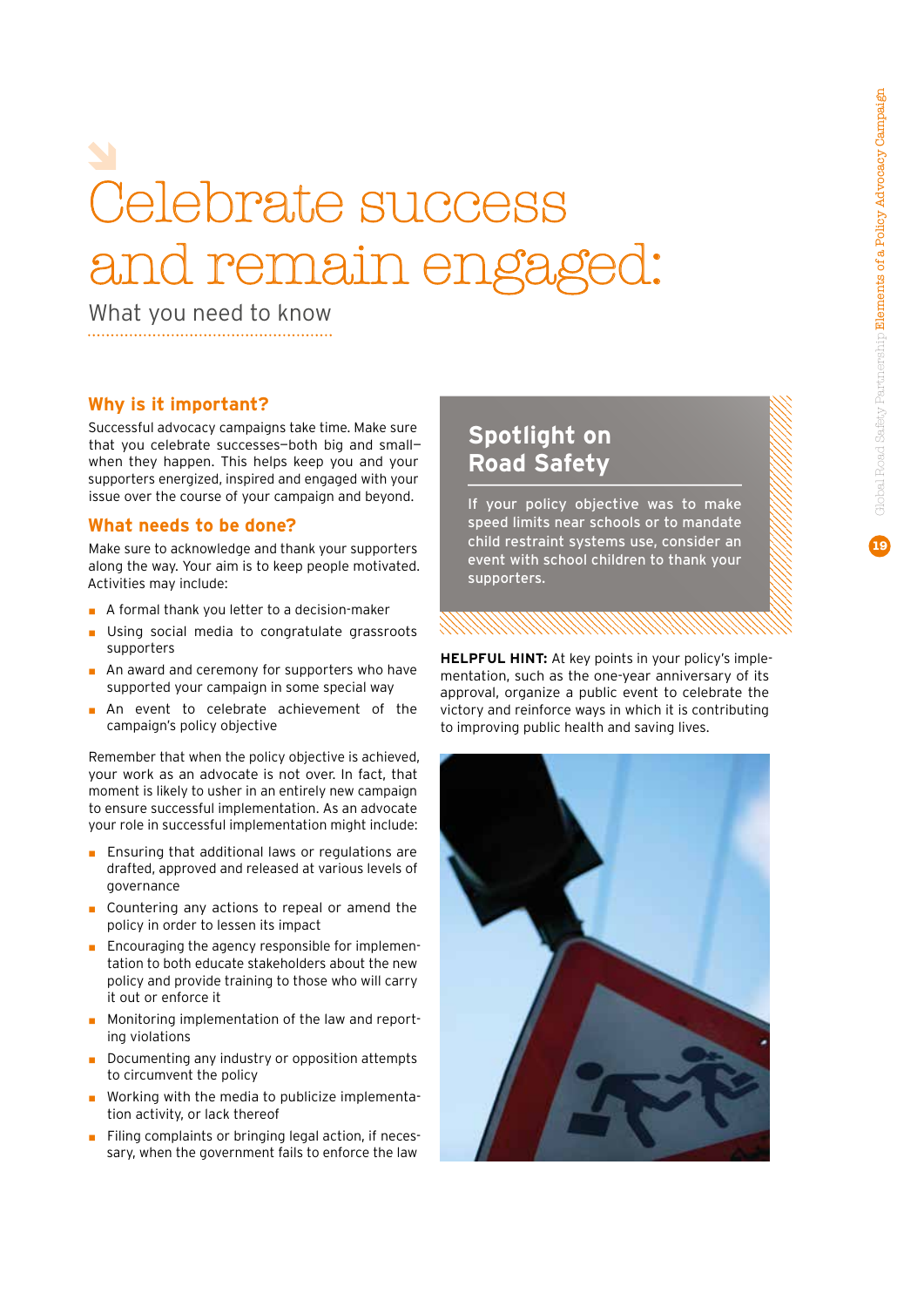# Celebrate success and remain engaged:

What you need to know

## Why is it important?

Successful advocacy campaigns take time. Make sure that you celebrate successes—both big and small—when they happen. This helps keep you and your supporters energized, inspired and engaged with your issue over the course of your campaign and beyond.

## What needs to be done?

Make sure to acknowledge and thank your supporters along the way. Your aim is to keep people motivated. Activities may include:

- A formal thank you letter to a decision-maker
- Using social media to congratulate grassroots supporters
- An award and ceremony for supporters who have supported your campaign in some special way
- An event to celebrate achievement of the campaign's policy objective

Remember that when the policy objective is achieved, your work as an advocate is not over. In fact, that moment is likely to usher in an entirely new campaign to ensure successful implementation. As an advocate your role in successful implementation might include:

- Ensuring that additional laws or regulations are drafted, approved and released at various levels of governance
- Countering any actions to repeal or amend the policy in order to lessen its impact
- Encouraging the agency responsible for implementation to both educate stakeholders about the new policy and provide training to those who will carry it out or enforce it
- Monitoring implementation of the law and reporting violations
- Documenting any industry or opposition attempts to circumvent the policy
- Working with the media to publicize implementation activity, or lack thereof
- Filing complaints or bringing legal action, if necessary, when the government fails to enforce the law

## Spotlight on Road Safety

If your policy objective was to make speed limits near schools or to mandate child restraint systems use, consider an event with school children to thank your supporters.

**HELPFUL HINT:** At key points in your policy's implementation, such as the one-year anniversary of its approval, organize a public event to celebrate the victory and reinforce ways in which it is contributing to improving public health and saving lives.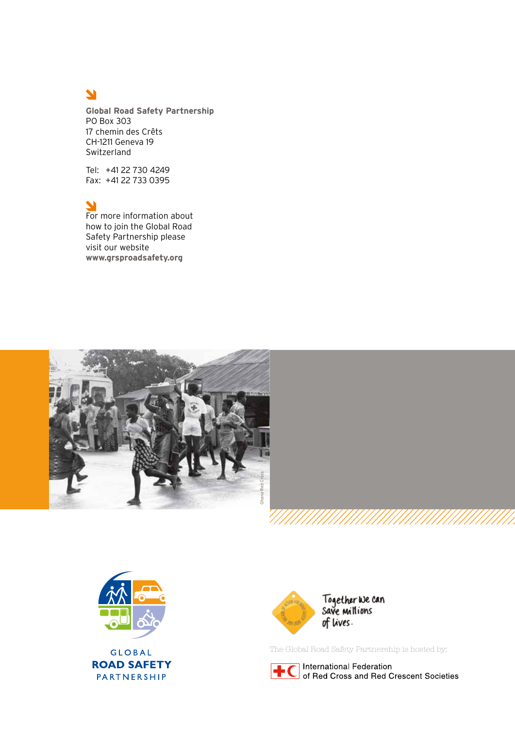**Global Road Safety Partnership**
PO Box 303
17 chemin des Crêts
CH-1211 Geneva 19
Switzerland

Tel: +41 22 730 4249
Fax: +41 22 733 0395

For more information about how to join the Global Road Safety Partnership please visit our website
**www.grsproadsafety.org**

Ghana Red Cross

GLOBAL
**ROAD SAFETY**
PARTNERSHIP

Together we can save millions of lives.

The Global Road Safety Partnership is hosted by:

International Federation
of Red Cross and Red Crescent Societies